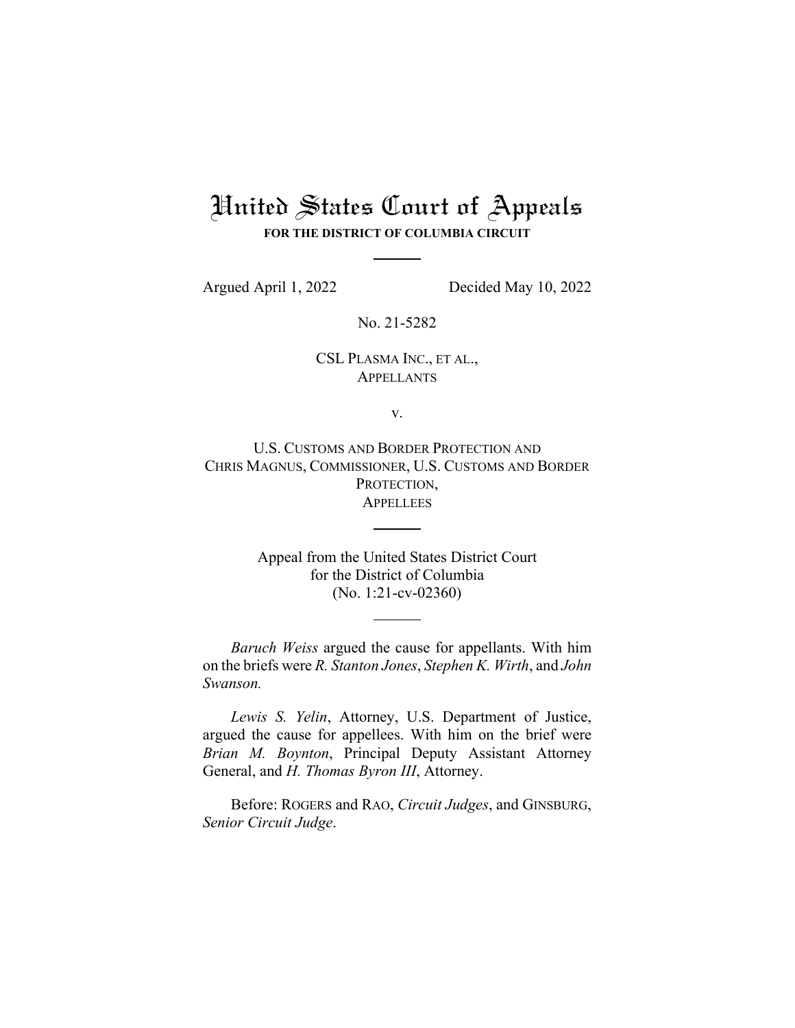# United States Court of Appeals

**FOR THE DISTRICT OF COLUMBIA CIRCUIT**

Argued April 1, 2022 Decided May 10, 2022

No. 21-5282

CSL PLASMA INC., ET AL.,
APPELLANTS

v.

U.S. CUSTOMS AND BORDER PROTECTION AND
CHRIS MAGNUS, COMMISSIONER, U.S. CUSTOMS AND BORDER PROTECTION,
APPELLEES

Appeal from the United States District Court
for the District of Columbia
(No. 1:21-cv-02360)

*Baruch Weiss* argued the cause for appellants. With him on the briefs were *R. Stanton Jones*, *Stephen K. Wirth*, and *John Swanson.*

*Lewis S. Yelin*, Attorney, U.S. Department of Justice, argued the cause for appellees. With him on the brief were *Brian M. Boynton*, Principal Deputy Assistant Attorney General, and *H. Thomas Byron III*, Attorney.

Before: ROGERS and RAO, *Circuit Judges*, and GINSBURG, *Senior Circuit Judge*.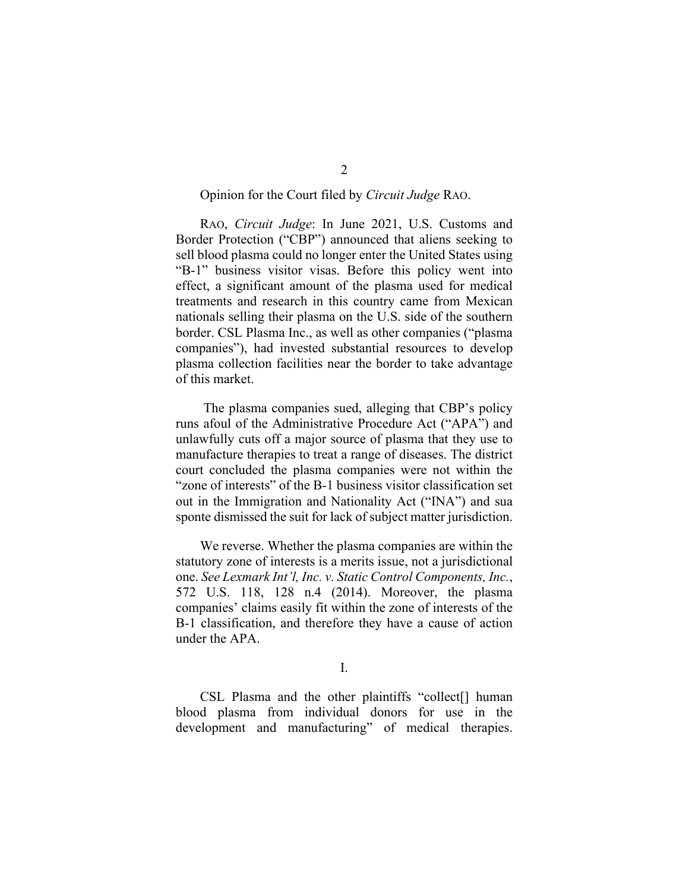Opinion for the Court filed by *Circuit Judge* RAO.

RAO, *Circuit Judge*: In June 2021, U.S. Customs and Border Protection ("CBP") announced that aliens seeking to sell blood plasma could no longer enter the United States using "B-1" business visitor visas. Before this policy went into effect, a significant amount of the plasma used for medical treatments and research in this country came from Mexican nationals selling their plasma on the U.S. side of the southern border. CSL Plasma Inc., as well as other companies ("plasma companies"), had invested substantial resources to develop plasma collection facilities near the border to take advantage of this market.

The plasma companies sued, alleging that CBP's policy runs afoul of the Administrative Procedure Act ("APA") and unlawfully cuts off a major source of plasma that they use to manufacture therapies to treat a range of diseases. The district court concluded the plasma companies were not within the "zone of interests" of the B-1 business visitor classification set out in the Immigration and Nationality Act ("INA") and sua sponte dismissed the suit for lack of subject matter jurisdiction.

We reverse. Whether the plasma companies are within the statutory zone of interests is a merits issue, not a jurisdictional one. *See Lexmark Int'l, Inc. v. Static Control Components, Inc.*, 572 U.S. 118, 128 n.4 (2014). Moreover, the plasma companies' claims easily fit within the zone of interests of the B-1 classification, and therefore they have a cause of action under the APA.

## I.

CSL Plasma and the other plaintiffs "collect[] human blood plasma from individual donors for use in the development and manufacturing" of medical therapies.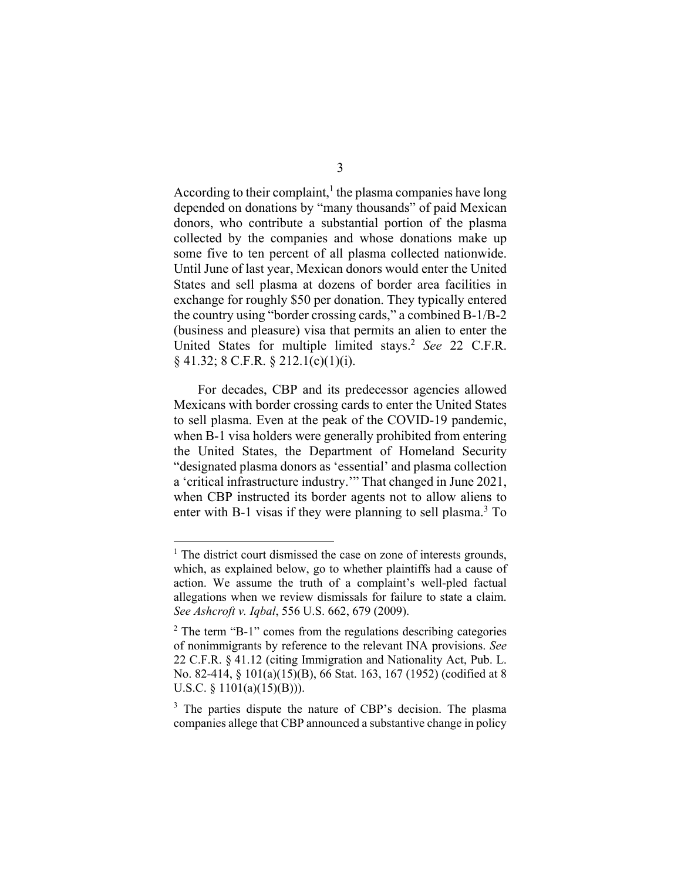According to their complaint,[1] the plasma companies have long depended on donations by "many thousands" of paid Mexican donors, who contribute a substantial portion of the plasma collected by the companies and whose donations make up some five to ten percent of all plasma collected nationwide. Until June of last year, Mexican donors would enter the United States and sell plasma at dozens of border area facilities in exchange for roughly $50 per donation. They typically entered the country using "border crossing cards," a combined B-1/B-2 (business and pleasure) visa that permits an alien to enter the United States for multiple limited stays.[2] *See* 22 C.F.R. § 41.32; 8 C.F.R. § 212.1(c)(1)(i).

For decades, CBP and its predecessor agencies allowed Mexicans with border crossing cards to enter the United States to sell plasma. Even at the peak of the COVID-19 pandemic, when B-1 visa holders were generally prohibited from entering the United States, the Department of Homeland Security "designated plasma donors as 'essential' and plasma collection a 'critical infrastructure industry.'" That changed in June 2021, when CBP instructed its border agents not to allow aliens to enter with B-1 visas if they were planning to sell plasma.[3] To

---

[1] The district court dismissed the case on zone of interests grounds, which, as explained below, go to whether plaintiffs had a cause of action. We assume the truth of a complaint's well-pled factual allegations when we review dismissals for failure to state a claim. *See Ashcroft v. Iqbal*, 556 U.S. 662, 679 (2009).

[2] The term "B-1" comes from the regulations describing categories of nonimmigrants by reference to the relevant INA provisions. *See* 22 C.F.R. § 41.12 (citing Immigration and Nationality Act, Pub. L. No. 82-414, § 101(a)(15)(B), 66 Stat. 163, 167 (1952) (codified at 8 U.S.C. § 1101(a)(15)(B))).

[3] The parties dispute the nature of CBP's decision. The plasma companies allege that CBP announced a substantive change in policy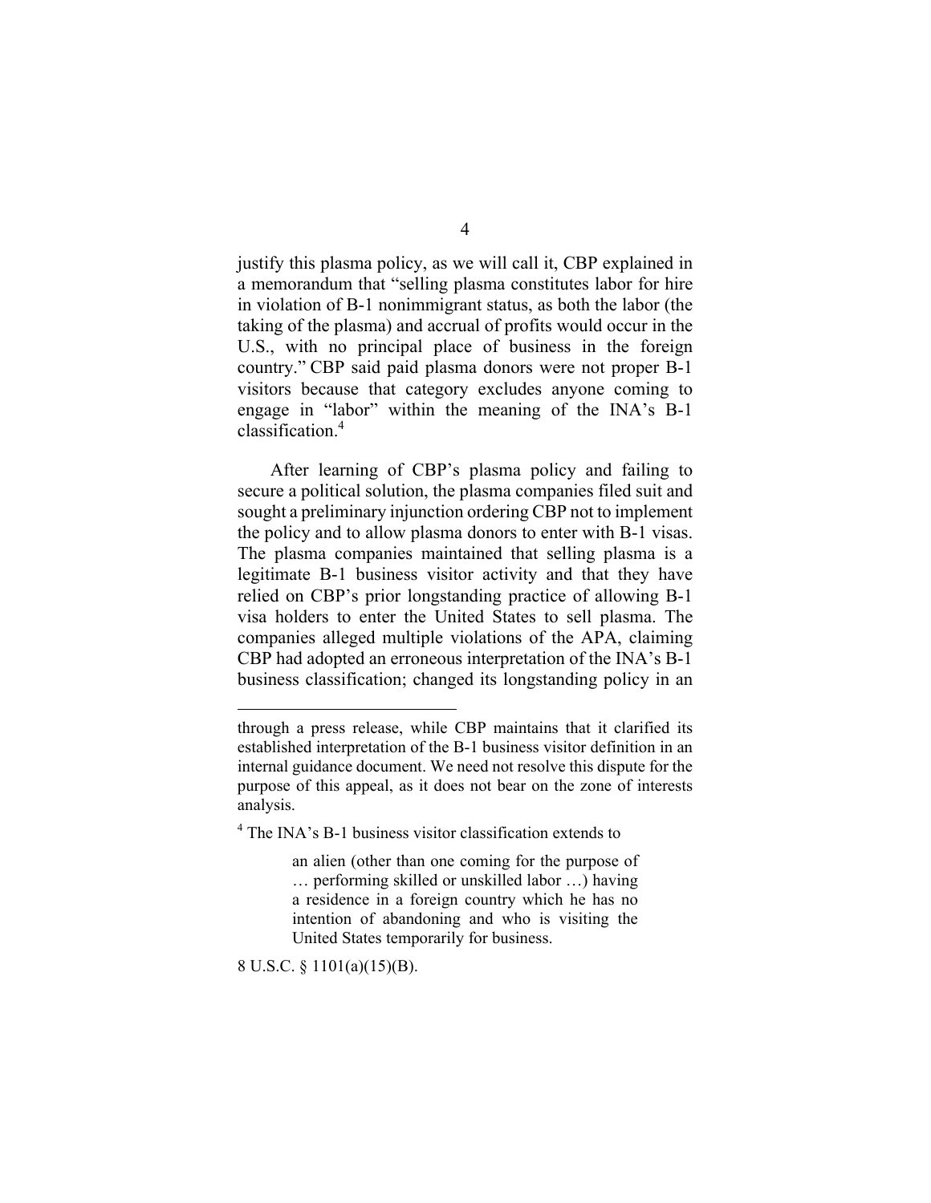justify this plasma policy, as we will call it, CBP explained in a memorandum that "selling plasma constitutes labor for hire in violation of B-1 nonimmigrant status, as both the labor (the taking of the plasma) and accrual of profits would occur in the U.S., with no principal place of business in the foreign country." CBP said paid plasma donors were not proper B-1 visitors because that category excludes anyone coming to engage in "labor" within the meaning of the INA's B-1 classification.[4]

After learning of CBP's plasma policy and failing to secure a political solution, the plasma companies filed suit and sought a preliminary injunction ordering CBP not to implement the policy and to allow plasma donors to enter with B-1 visas. The plasma companies maintained that selling plasma is a legitimate B-1 business visitor activity and that they have relied on CBP's prior longstanding practice of allowing B-1 visa holders to enter the United States to sell plasma. The companies alleged multiple violations of the APA, claiming CBP had adopted an erroneous interpretation of the INA's B-1 business classification; changed its longstanding policy in an

---

through a press release, while CBP maintains that it clarified its established interpretation of the B-1 business visitor definition in an internal guidance document. We need not resolve this dispute for the purpose of this appeal, as it does not bear on the zone of interests analysis.

[4] The INA's B-1 business visitor classification extends to

> an alien (other than one coming for the purpose of … performing skilled or unskilled labor …) having a residence in a foreign country which he has no intention of abandoning and who is visiting the United States temporarily for business.

8 U.S.C. § 1101(a)(15)(B).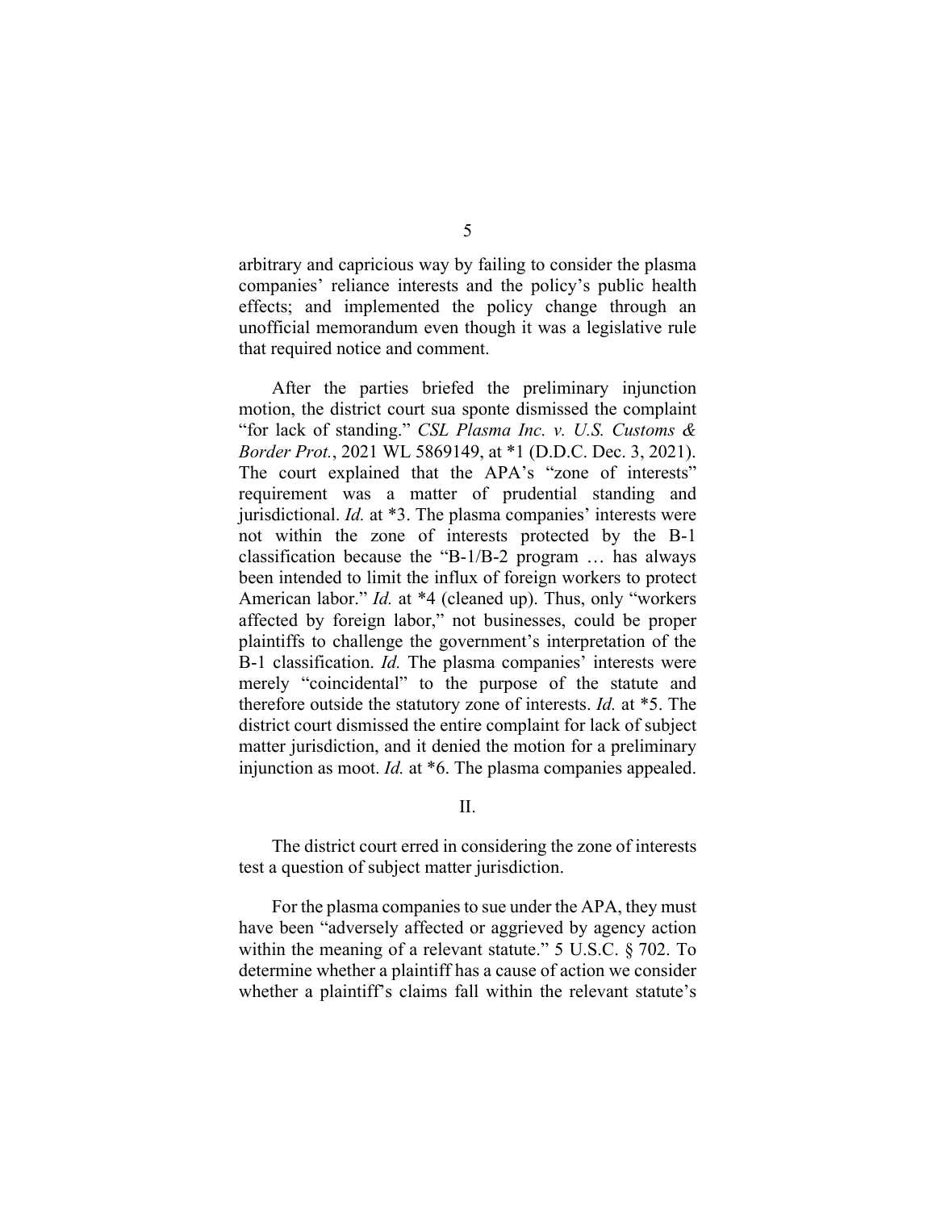arbitrary and capricious way by failing to consider the plasma companies' reliance interests and the policy's public health effects; and implemented the policy change through an unofficial memorandum even though it was a legislative rule that required notice and comment.

After the parties briefed the preliminary injunction motion, the district court sua sponte dismissed the complaint "for lack of standing." *CSL Plasma Inc. v. U.S. Customs & Border Prot.*, 2021 WL 5869149, at *1 (D.D.C. Dec. 3, 2021). The court explained that the APA's "zone of interests" requirement was a matter of prudential standing and jurisdictional. *Id.* at *3. The plasma companies' interests were not within the zone of interests protected by the B-1 classification because the "B-1/B-2 program … has always been intended to limit the influx of foreign workers to protect American labor." *Id.* at *4 (cleaned up). Thus, only "workers affected by foreign labor," not businesses, could be proper plaintiffs to challenge the government's interpretation of the B-1 classification. *Id.* The plasma companies' interests were merely "coincidental" to the purpose of the statute and therefore outside the statutory zone of interests. *Id.* at *5. The district court dismissed the entire complaint for lack of subject matter jurisdiction, and it denied the motion for a preliminary injunction as moot. *Id.* at *6. The plasma companies appealed.

## II.

The district court erred in considering the zone of interests test a question of subject matter jurisdiction.

For the plasma companies to sue under the APA, they must have been "adversely affected or aggrieved by agency action within the meaning of a relevant statute." 5 U.S.C. § 702. To determine whether a plaintiff has a cause of action we consider whether a plaintiff's claims fall within the relevant statute's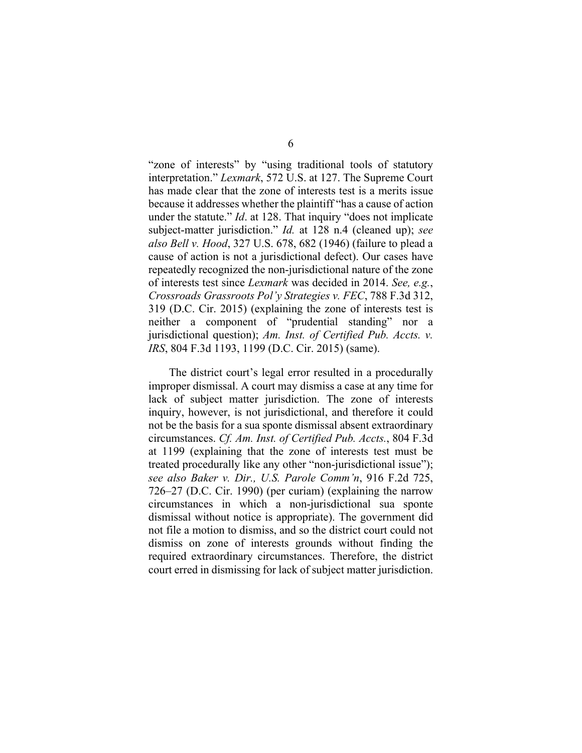"zone of interests" by "using traditional tools of statutory interpretation." *Lexmark*, 572 U.S. at 127. The Supreme Court has made clear that the zone of interests test is a merits issue because it addresses whether the plaintiff "has a cause of action under the statute." *Id*. at 128. That inquiry "does not implicate subject-matter jurisdiction." *Id.* at 128 n.4 (cleaned up); *see also Bell v. Hood*, 327 U.S. 678, 682 (1946) (failure to plead a cause of action is not a jurisdictional defect). Our cases have repeatedly recognized the non-jurisdictional nature of the zone of interests test since *Lexmark* was decided in 2014. *See, e.g.*, *Crossroads Grassroots Pol'y Strategies v. FEC*, 788 F.3d 312, 319 (D.C. Cir. 2015) (explaining the zone of interests test is neither a component of "prudential standing" nor a jurisdictional question); *Am. Inst. of Certified Pub. Accts. v. IRS*, 804 F.3d 1193, 1199 (D.C. Cir. 2015) (same).

The district court's legal error resulted in a procedurally improper dismissal. A court may dismiss a case at any time for lack of subject matter jurisdiction. The zone of interests inquiry, however, is not jurisdictional, and therefore it could not be the basis for a sua sponte dismissal absent extraordinary circumstances. *Cf. Am. Inst. of Certified Pub. Accts.*, 804 F.3d at 1199 (explaining that the zone of interests test must be treated procedurally like any other "non-jurisdictional issue"); *see also Baker v. Dir., U.S. Parole Comm'n*, 916 F.2d 725, 726–27 (D.C. Cir. 1990) (per curiam) (explaining the narrow circumstances in which a non-jurisdictional sua sponte dismissal without notice is appropriate). The government did not file a motion to dismiss, and so the district court could not dismiss on zone of interests grounds without finding the required extraordinary circumstances. Therefore, the district court erred in dismissing for lack of subject matter jurisdiction.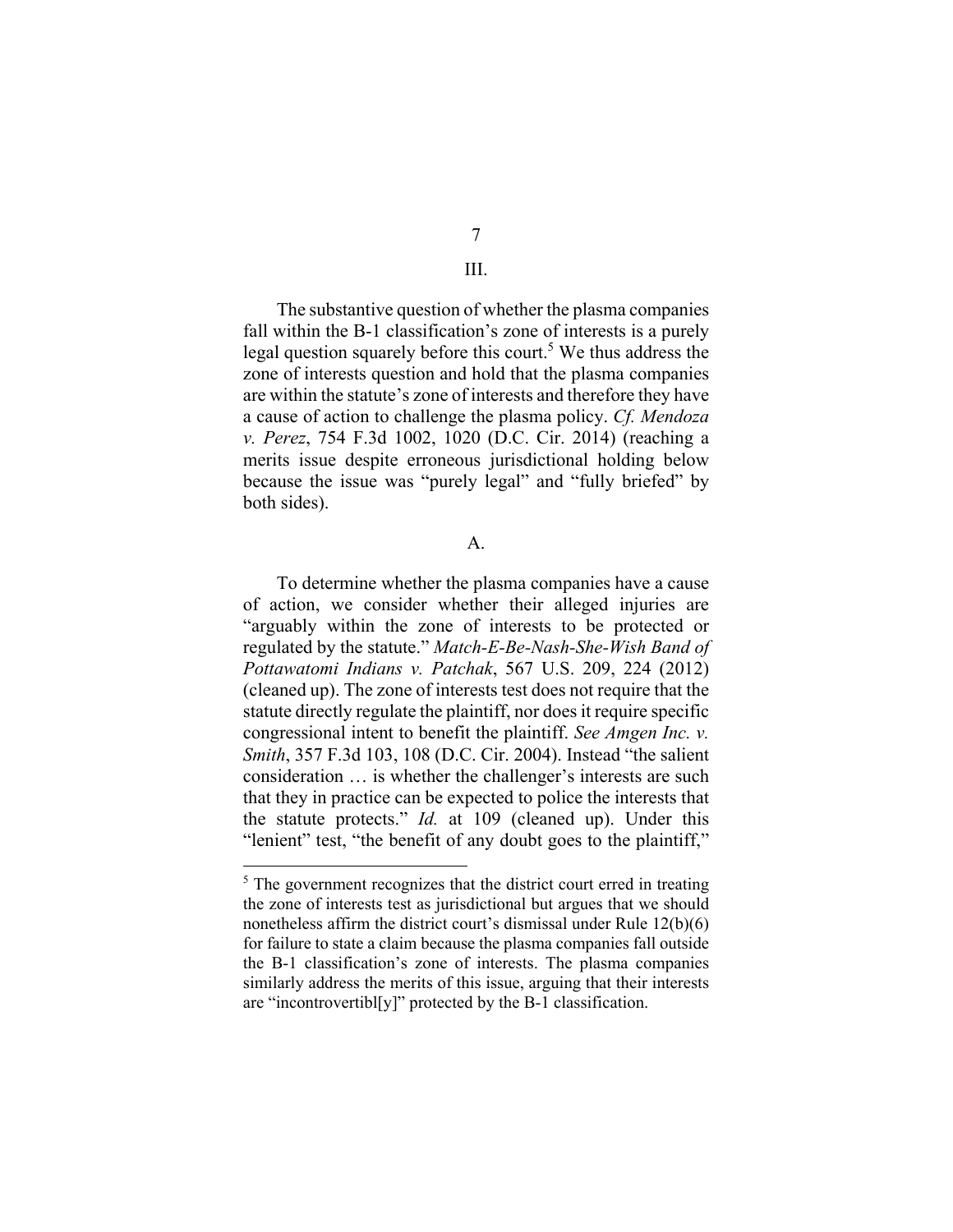## III.

The substantive question of whether the plasma companies fall within the B-1 classification's zone of interests is a purely legal question squarely before this court.[5] We thus address the zone of interests question and hold that the plasma companies are within the statute's zone of interests and therefore they have a cause of action to challenge the plasma policy. *Cf. Mendoza v. Perez*, 754 F.3d 1002, 1020 (D.C. Cir. 2014) (reaching a merits issue despite erroneous jurisdictional holding below because the issue was "purely legal" and "fully briefed" by both sides).

### A.

To determine whether the plasma companies have a cause of action, we consider whether their alleged injuries are "arguably within the zone of interests to be protected or regulated by the statute." *Match-E-Be-Nash-She-Wish Band of Pottawatomi Indians v. Patchak*, 567 U.S. 209, 224 (2012) (cleaned up). The zone of interests test does not require that the statute directly regulate the plaintiff, nor does it require specific congressional intent to benefit the plaintiff. *See Amgen Inc. v. Smith*, 357 F.3d 103, 108 (D.C. Cir. 2004). Instead "the salient consideration … is whether the challenger's interests are such that they in practice can be expected to police the interests that the statute protects." *Id.* at 109 (cleaned up). Under this "lenient" test, "the benefit of any doubt goes to the plaintiff,"

---

[5] The government recognizes that the district court erred in treating the zone of interests test as jurisdictional but argues that we should nonetheless affirm the district court's dismissal under Rule 12(b)(6) for failure to state a claim because the plasma companies fall outside the B-1 classification's zone of interests. The plasma companies similarly address the merits of this issue, arguing that their interests are "incontrovertibl[y]" protected by the B-1 classification.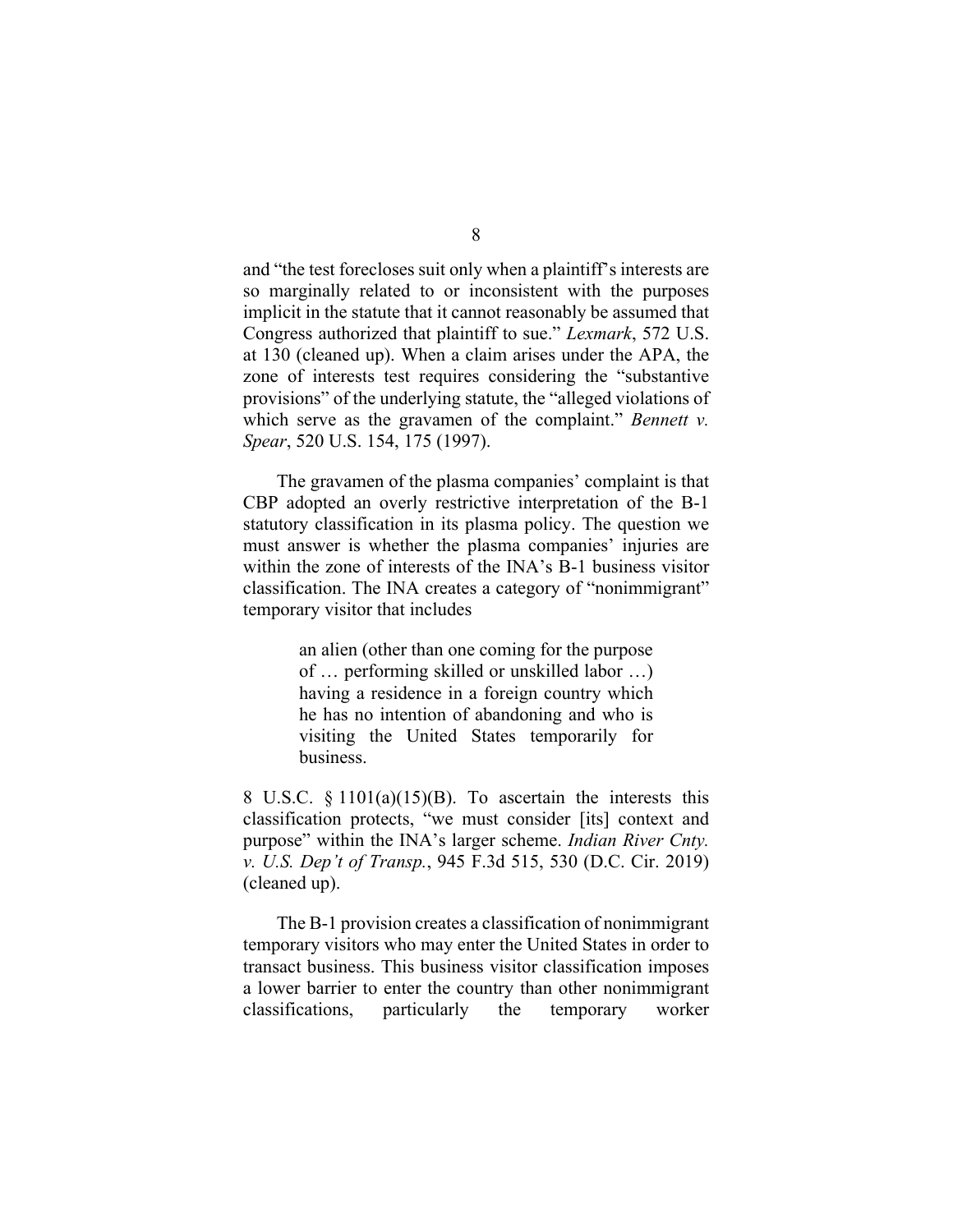and "the test forecloses suit only when a plaintiff's interests are so marginally related to or inconsistent with the purposes implicit in the statute that it cannot reasonably be assumed that Congress authorized that plaintiff to sue." *Lexmark*, 572 U.S. at 130 (cleaned up). When a claim arises under the APA, the zone of interests test requires considering the "substantive provisions" of the underlying statute, the "alleged violations of which serve as the gravamen of the complaint." *Bennett v. Spear*, 520 U.S. 154, 175 (1997).

The gravamen of the plasma companies' complaint is that CBP adopted an overly restrictive interpretation of the B-1 statutory classification in its plasma policy. The question we must answer is whether the plasma companies' injuries are within the zone of interests of the INA's B-1 business visitor classification. The INA creates a category of "nonimmigrant" temporary visitor that includes

> an alien (other than one coming for the purpose of … performing skilled or unskilled labor …) having a residence in a foreign country which he has no intention of abandoning and who is visiting the United States temporarily for business.

8 U.S.C. § 1101(a)(15)(B). To ascertain the interests this classification protects, "we must consider [its] context and purpose" within the INA's larger scheme. *Indian River Cnty. v. U.S. Dep't of Transp.*, 945 F.3d 515, 530 (D.C. Cir. 2019) (cleaned up).

The B-1 provision creates a classification of nonimmigrant temporary visitors who may enter the United States in order to transact business. This business visitor classification imposes a lower barrier to enter the country than other nonimmigrant classifications, particularly the temporary worker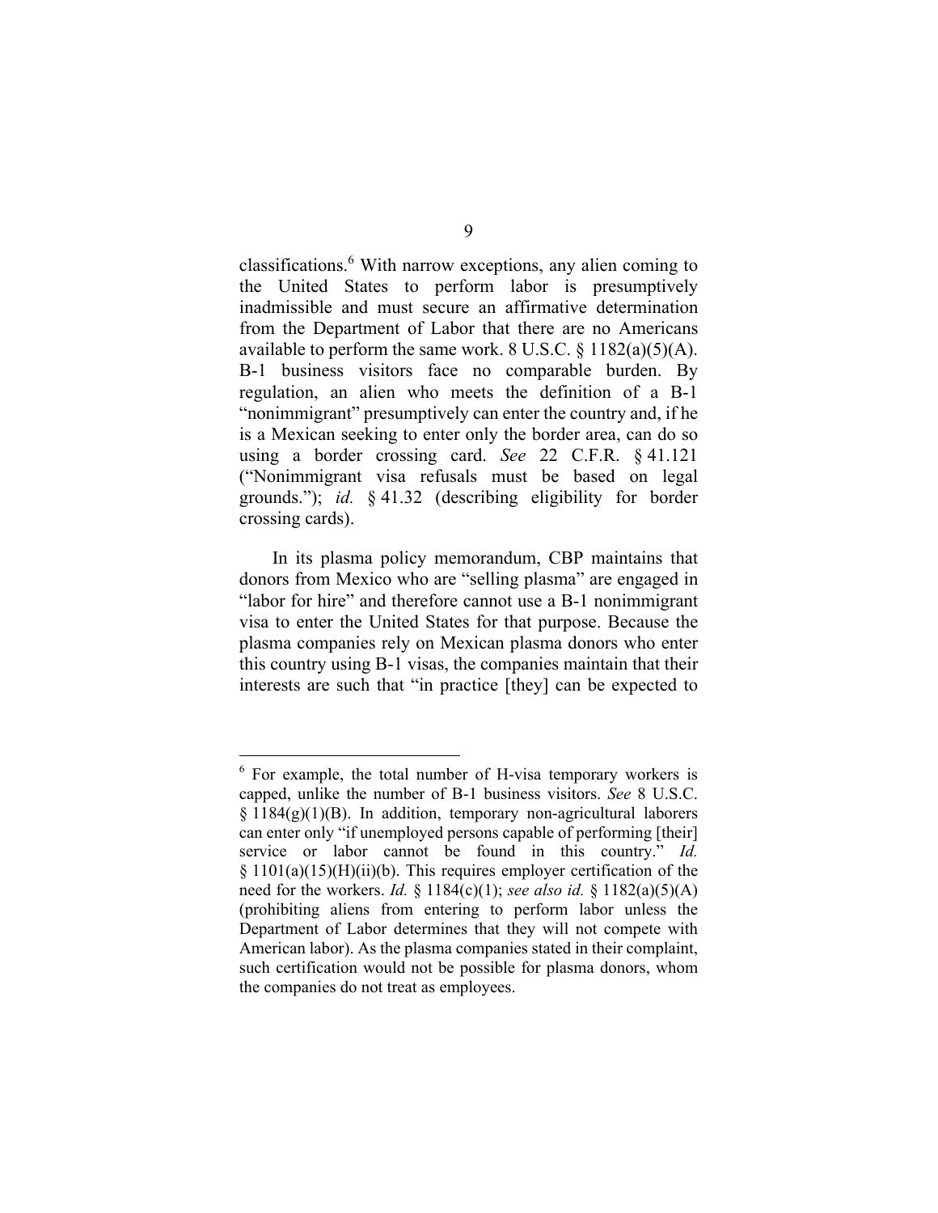classifications.[6] With narrow exceptions, any alien coming to the United States to perform labor is presumptively inadmissible and must secure an affirmative determination from the Department of Labor that there are no Americans available to perform the same work. 8 U.S.C. § 1182(a)(5)(A). B-1 business visitors face no comparable burden. By regulation, an alien who meets the definition of a B-1 "nonimmigrant" presumptively can enter the country and, if he is a Mexican seeking to enter only the border area, can do so using a border crossing card. *See* 22 C.F.R. § 41.121 ("Nonimmigrant visa refusals must be based on legal grounds."); *id.* § 41.32 (describing eligibility for border crossing cards).

In its plasma policy memorandum, CBP maintains that donors from Mexico who are "selling plasma" are engaged in "labor for hire" and therefore cannot use a B-1 nonimmigrant visa to enter the United States for that purpose. Because the plasma companies rely on Mexican plasma donors who enter this country using B-1 visas, the companies maintain that their interests are such that "in practice [they] can be expected to

---

[6] For example, the total number of H-visa temporary workers is capped, unlike the number of B-1 business visitors. *See* 8 U.S.C. § 1184(g)(1)(B). In addition, temporary non-agricultural laborers can enter only "if unemployed persons capable of performing [their] service or labor cannot be found in this country." *Id.* § 1101(a)(15)(H)(ii)(b). This requires employer certification of the need for the workers. *Id.* § 1184(c)(1); *see also id.* § 1182(a)(5)(A) (prohibiting aliens from entering to perform labor unless the Department of Labor determines that they will not compete with American labor). As the plasma companies stated in their complaint, such certification would not be possible for plasma donors, whom the companies do not treat as employees.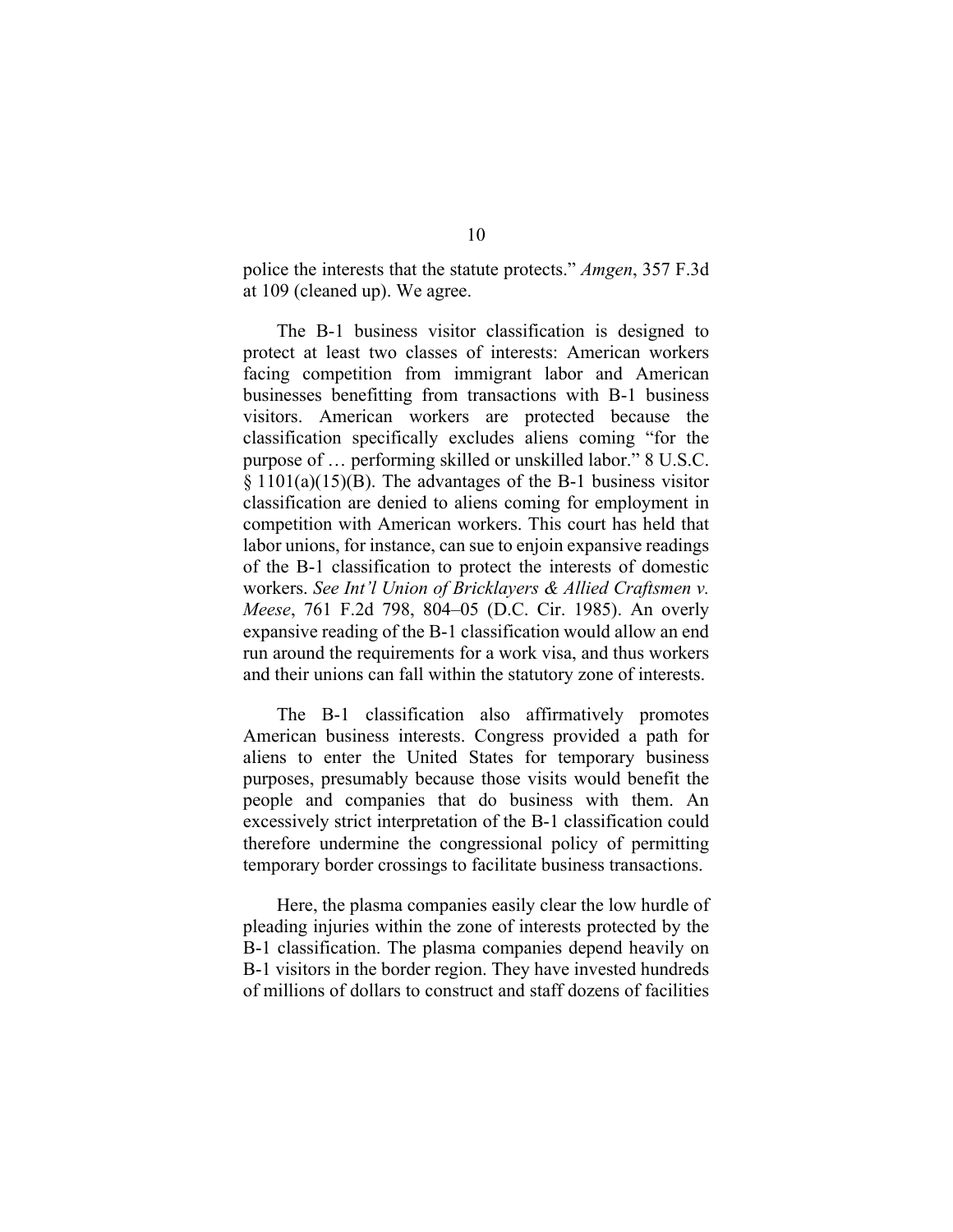police the interests that the statute protects." *Amgen*, 357 F.3d at 109 (cleaned up). We agree.

The B-1 business visitor classification is designed to protect at least two classes of interests: American workers facing competition from immigrant labor and American businesses benefitting from transactions with B-1 business visitors. American workers are protected because the classification specifically excludes aliens coming "for the purpose of … performing skilled or unskilled labor." 8 U.S.C. § 1101(a)(15)(B). The advantages of the B-1 business visitor classification are denied to aliens coming for employment in competition with American workers. This court has held that labor unions, for instance, can sue to enjoin expansive readings of the B-1 classification to protect the interests of domestic workers. *See Int'l Union of Bricklayers & Allied Craftsmen v. Meese*, 761 F.2d 798, 804–05 (D.C. Cir. 1985). An overly expansive reading of the B-1 classification would allow an end run around the requirements for a work visa, and thus workers and their unions can fall within the statutory zone of interests.

The B-1 classification also affirmatively promotes American business interests. Congress provided a path for aliens to enter the United States for temporary business purposes, presumably because those visits would benefit the people and companies that do business with them. An excessively strict interpretation of the B-1 classification could therefore undermine the congressional policy of permitting temporary border crossings to facilitate business transactions.

Here, the plasma companies easily clear the low hurdle of pleading injuries within the zone of interests protected by the B-1 classification. The plasma companies depend heavily on B-1 visitors in the border region. They have invested hundreds of millions of dollars to construct and staff dozens of facilities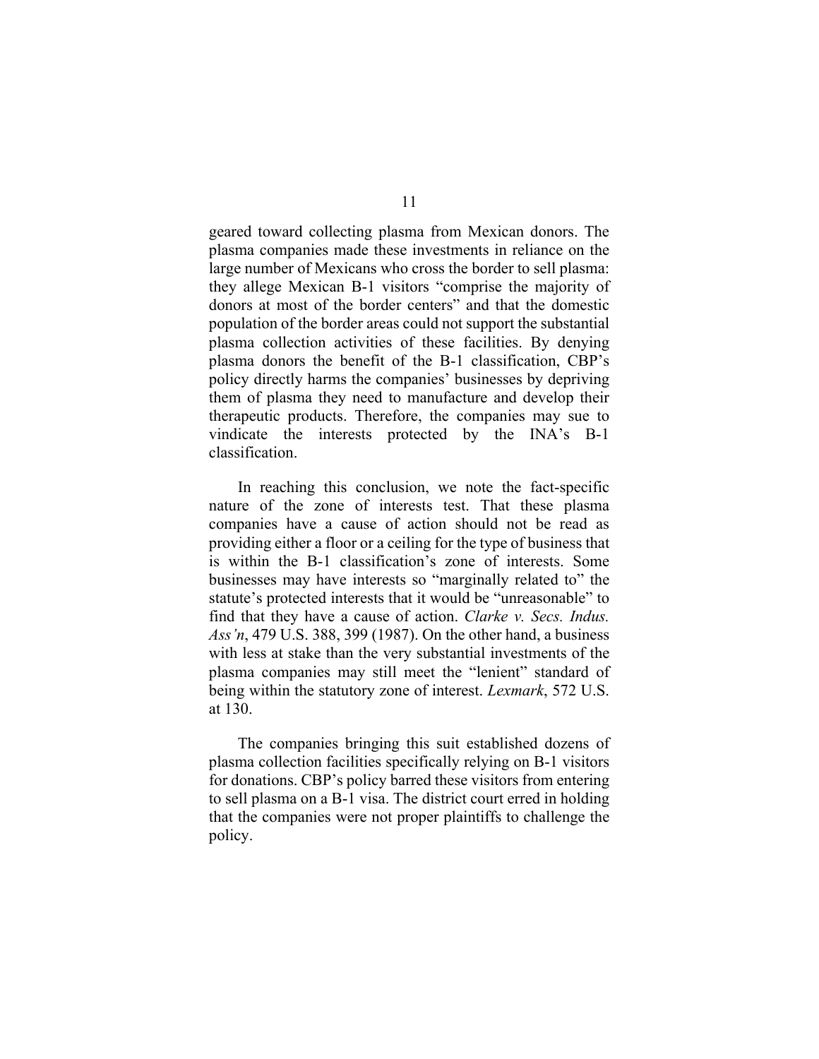geared toward collecting plasma from Mexican donors. The plasma companies made these investments in reliance on the large number of Mexicans who cross the border to sell plasma: they allege Mexican B-1 visitors "comprise the majority of donors at most of the border centers" and that the domestic population of the border areas could not support the substantial plasma collection activities of these facilities. By denying plasma donors the benefit of the B-1 classification, CBP's policy directly harms the companies' businesses by depriving them of plasma they need to manufacture and develop their therapeutic products. Therefore, the companies may sue to vindicate the interests protected by the INA's B-1 classification.

In reaching this conclusion, we note the fact-specific nature of the zone of interests test. That these plasma companies have a cause of action should not be read as providing either a floor or a ceiling for the type of business that is within the B-1 classification's zone of interests. Some businesses may have interests so "marginally related to" the statute's protected interests that it would be "unreasonable" to find that they have a cause of action. *Clarke v. Secs. Indus. Ass'n*, 479 U.S. 388, 399 (1987). On the other hand, a business with less at stake than the very substantial investments of the plasma companies may still meet the "lenient" standard of being within the statutory zone of interest. *Lexmark*, 572 U.S. at 130.

The companies bringing this suit established dozens of plasma collection facilities specifically relying on B-1 visitors for donations. CBP's policy barred these visitors from entering to sell plasma on a B-1 visa. The district court erred in holding that the companies were not proper plaintiffs to challenge the policy.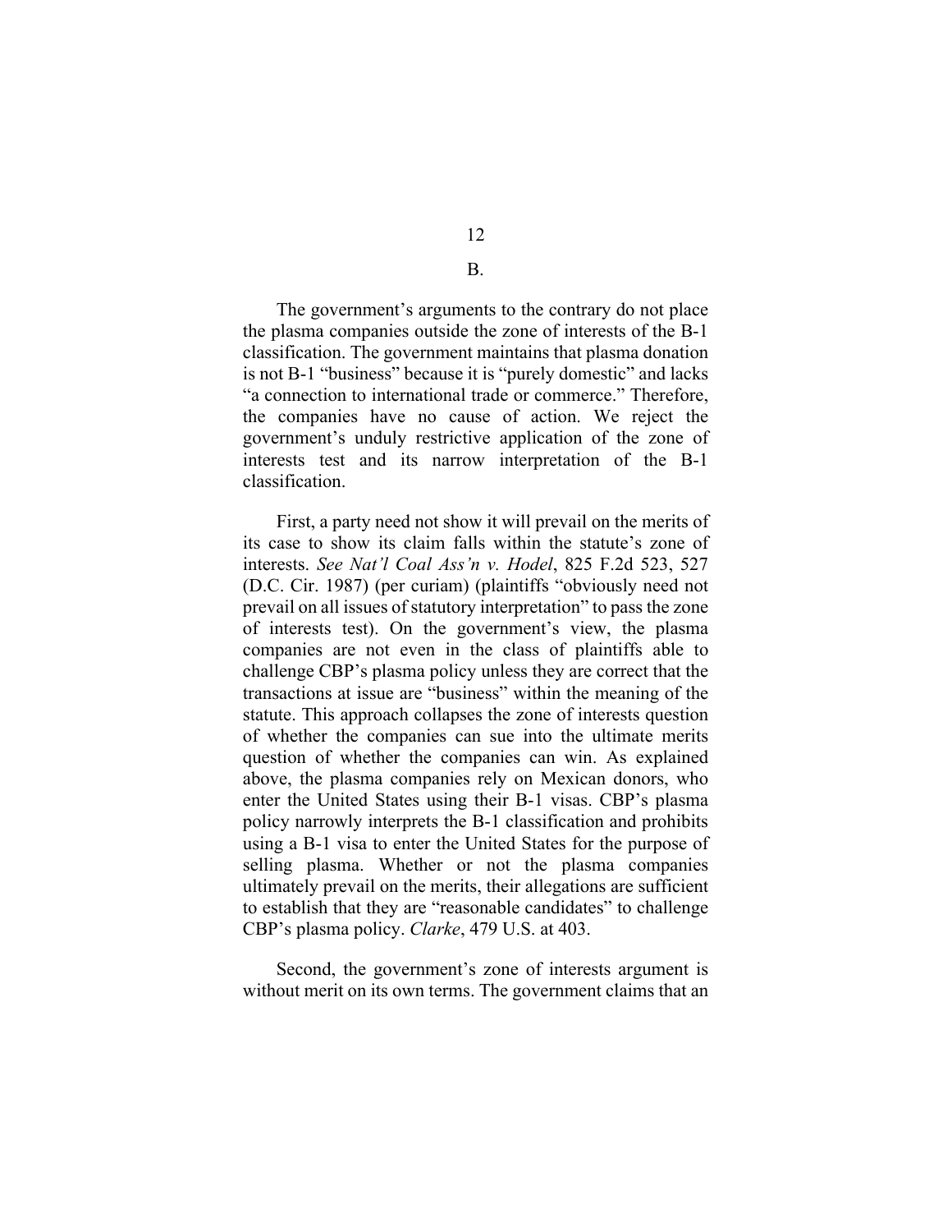B.

The government's arguments to the contrary do not place the plasma companies outside the zone of interests of the B-1 classification. The government maintains that plasma donation is not B-1 "business" because it is "purely domestic" and lacks "a connection to international trade or commerce." Therefore, the companies have no cause of action. We reject the government's unduly restrictive application of the zone of interests test and its narrow interpretation of the B-1 classification.

First, a party need not show it will prevail on the merits of its case to show its claim falls within the statute's zone of interests. *See Nat'l Coal Ass'n v. Hodel*, 825 F.2d 523, 527 (D.C. Cir. 1987) (per curiam) (plaintiffs "obviously need not prevail on all issues of statutory interpretation" to pass the zone of interests test). On the government's view, the plasma companies are not even in the class of plaintiffs able to challenge CBP's plasma policy unless they are correct that the transactions at issue are "business" within the meaning of the statute. This approach collapses the zone of interests question of whether the companies can sue into the ultimate merits question of whether the companies can win. As explained above, the plasma companies rely on Mexican donors, who enter the United States using their B-1 visas. CBP's plasma policy narrowly interprets the B-1 classification and prohibits using a B-1 visa to enter the United States for the purpose of selling plasma. Whether or not the plasma companies ultimately prevail on the merits, their allegations are sufficient to establish that they are "reasonable candidates" to challenge CBP's plasma policy. *Clarke*, 479 U.S. at 403.

Second, the government's zone of interests argument is without merit on its own terms. The government claims that an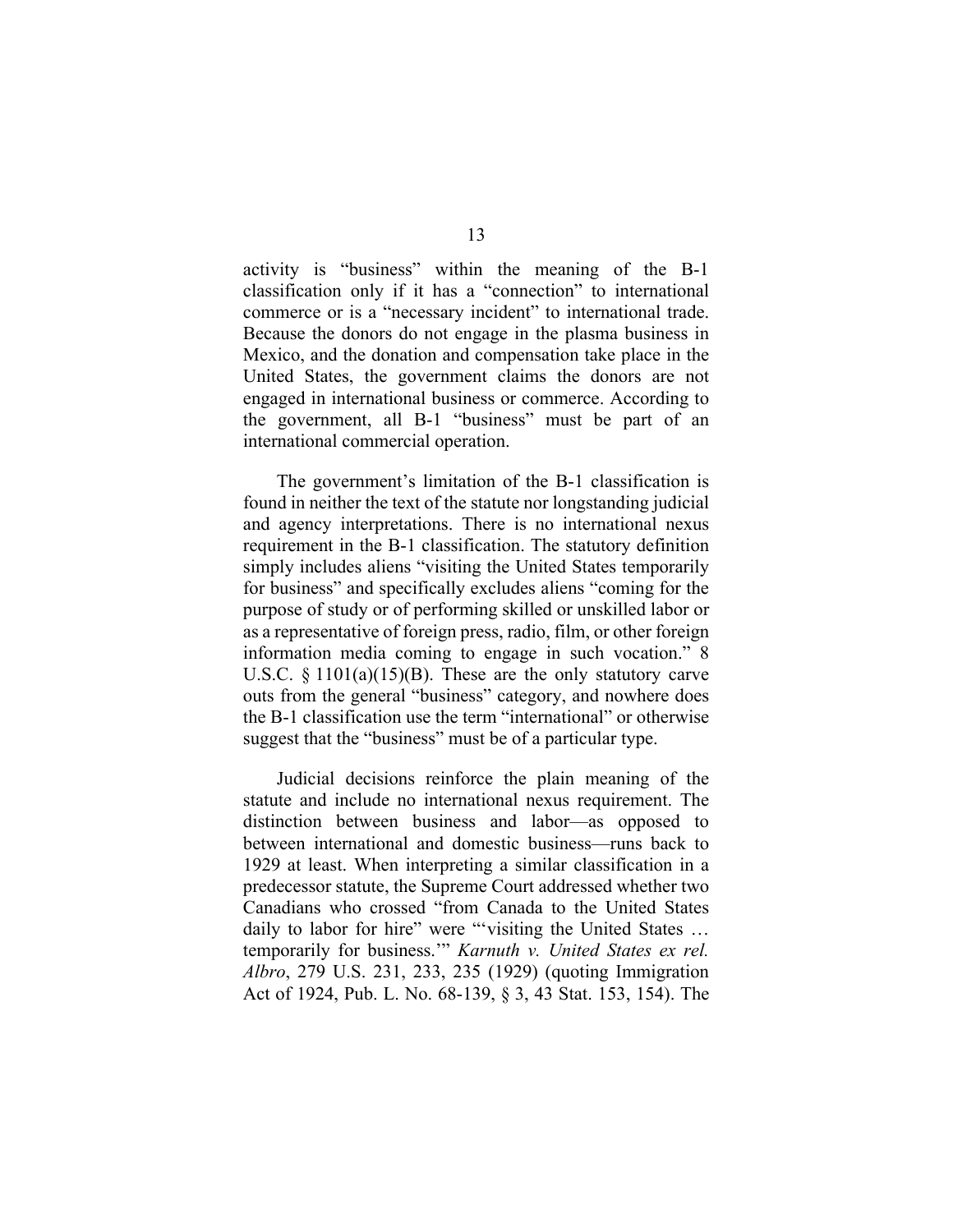activity is "business" within the meaning of the B-1 classification only if it has a "connection" to international commerce or is a "necessary incident" to international trade. Because the donors do not engage in the plasma business in Mexico, and the donation and compensation take place in the United States, the government claims the donors are not engaged in international business or commerce. According to the government, all B-1 "business" must be part of an international commercial operation.

The government's limitation of the B-1 classification is found in neither the text of the statute nor longstanding judicial and agency interpretations. There is no international nexus requirement in the B-1 classification. The statutory definition simply includes aliens "visiting the United States temporarily for business" and specifically excludes aliens "coming for the purpose of study or of performing skilled or unskilled labor or as a representative of foreign press, radio, film, or other foreign information media coming to engage in such vocation." 8 U.S.C. § 1101(a)(15)(B). These are the only statutory carve outs from the general "business" category, and nowhere does the B-1 classification use the term "international" or otherwise suggest that the "business" must be of a particular type.

Judicial decisions reinforce the plain meaning of the statute and include no international nexus requirement. The distinction between business and labor—as opposed to between international and domestic business—runs back to 1929 at least. When interpreting a similar classification in a predecessor statute, the Supreme Court addressed whether two Canadians who crossed "from Canada to the United States daily to labor for hire" were "'visiting the United States … temporarily for business.'" *Karnuth v. United States ex rel. Albro*, 279 U.S. 231, 233, 235 (1929) (quoting Immigration Act of 1924, Pub. L. No. 68-139, § 3, 43 Stat. 153, 154). The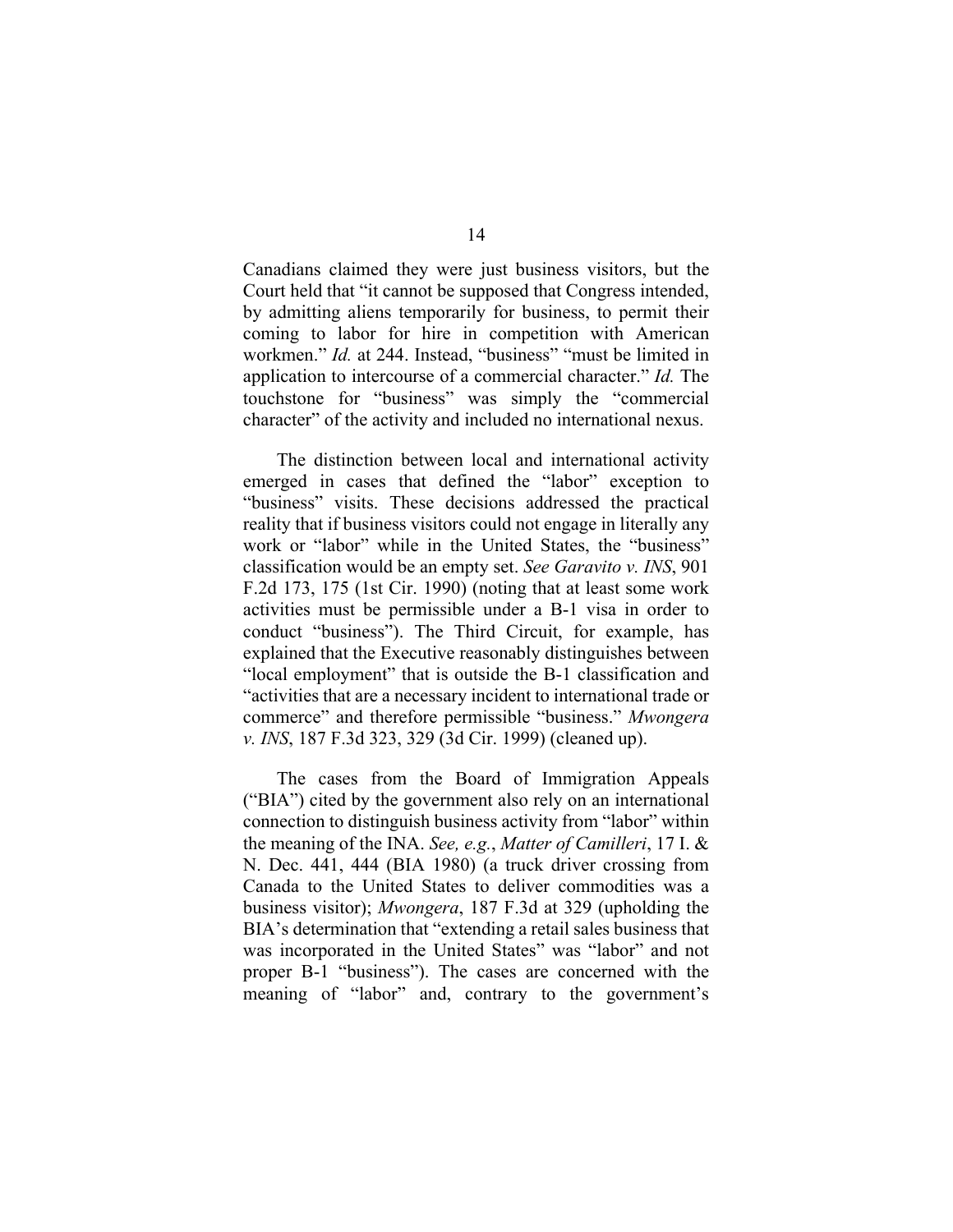Canadians claimed they were just business visitors, but the Court held that "it cannot be supposed that Congress intended, by admitting aliens temporarily for business, to permit their coming to labor for hire in competition with American workmen." *Id.* at 244. Instead, "business" "must be limited in application to intercourse of a commercial character." *Id.* The touchstone for "business" was simply the "commercial character" of the activity and included no international nexus.

The distinction between local and international activity emerged in cases that defined the "labor" exception to "business" visits. These decisions addressed the practical reality that if business visitors could not engage in literally any work or "labor" while in the United States, the "business" classification would be an empty set. *See Garavito v. INS*, 901 F.2d 173, 175 (1st Cir. 1990) (noting that at least some work activities must be permissible under a B-1 visa in order to conduct "business"). The Third Circuit, for example, has explained that the Executive reasonably distinguishes between "local employment" that is outside the B-1 classification and "activities that are a necessary incident to international trade or commerce" and therefore permissible "business." *Mwongera v. INS*, 187 F.3d 323, 329 (3d Cir. 1999) (cleaned up).

The cases from the Board of Immigration Appeals ("BIA") cited by the government also rely on an international connection to distinguish business activity from "labor" within the meaning of the INA. *See, e.g.*, *Matter of Camilleri*, 17 I. & N. Dec. 441, 444 (BIA 1980) (a truck driver crossing from Canada to the United States to deliver commodities was a business visitor); *Mwongera*, 187 F.3d at 329 (upholding the BIA's determination that "extending a retail sales business that was incorporated in the United States" was "labor" and not proper B-1 "business"). The cases are concerned with the meaning of "labor" and, contrary to the government's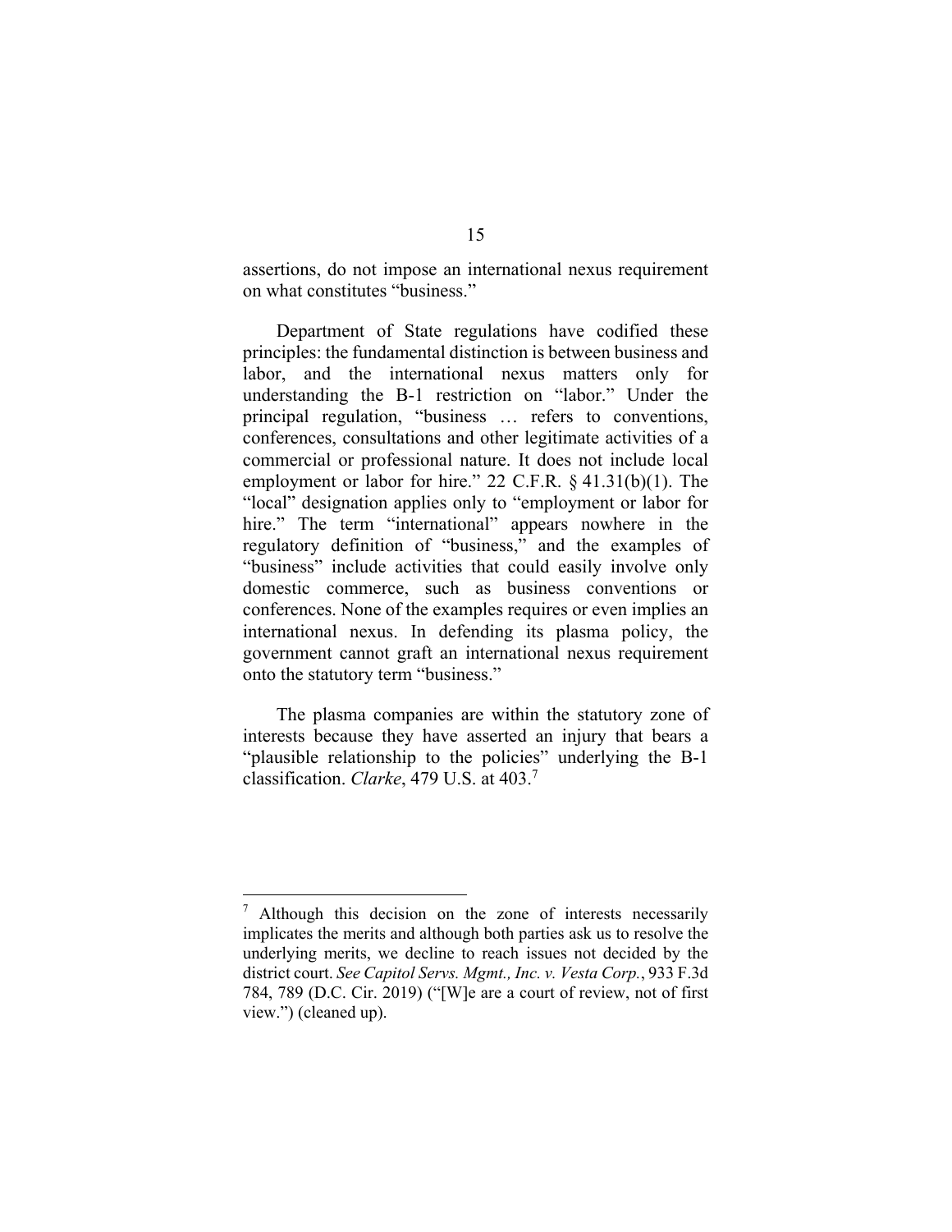assertions, do not impose an international nexus requirement on what constitutes "business."

Department of State regulations have codified these principles: the fundamental distinction is between business and labor, and the international nexus matters only for understanding the B-1 restriction on "labor." Under the principal regulation, "business … refers to conventions, conferences, consultations and other legitimate activities of a commercial or professional nature. It does not include local employment or labor for hire." 22 C.F.R. § 41.31(b)(1). The "local" designation applies only to "employment or labor for hire." The term "international" appears nowhere in the regulatory definition of "business," and the examples of "business" include activities that could easily involve only domestic commerce, such as business conventions or conferences. None of the examples requires or even implies an international nexus. In defending its plasma policy, the government cannot graft an international nexus requirement onto the statutory term "business."

The plasma companies are within the statutory zone of interests because they have asserted an injury that bears a "plausible relationship to the policies" underlying the B-1 classification. *Clarke*, 479 U.S. at 403.[7]

---

[7] Although this decision on the zone of interests necessarily implicates the merits and although both parties ask us to resolve the underlying merits, we decline to reach issues not decided by the district court. *See Capitol Servs. Mgmt., Inc. v. Vesta Corp.*, 933 F.3d 784, 789 (D.C. Cir. 2019) ("[W]e are a court of review, not of first view.") (cleaned up).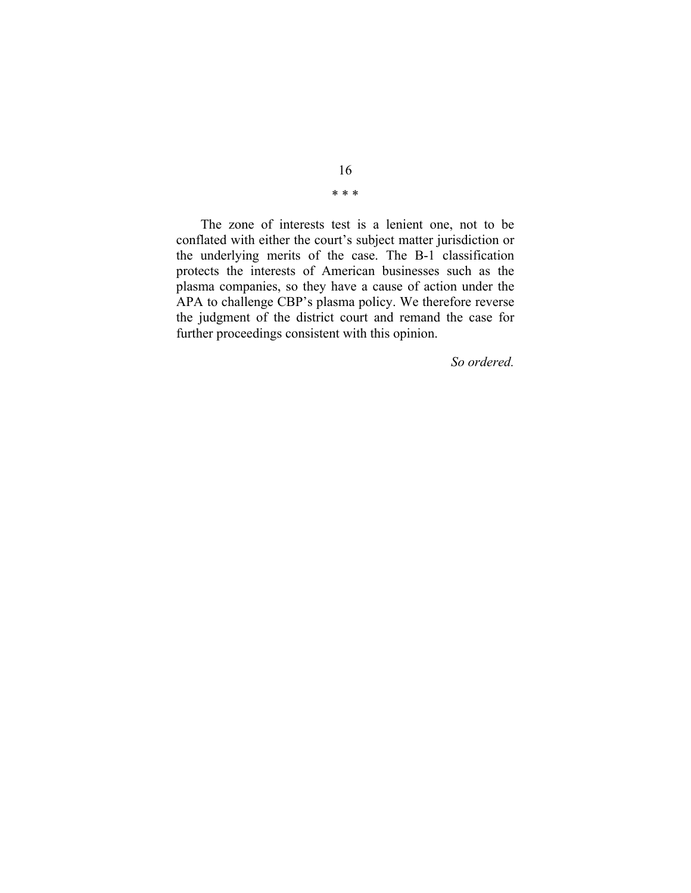\* \* \*

The zone of interests test is a lenient one, not to be conflated with either the court's subject matter jurisdiction or the underlying merits of the case. The B-1 classification protects the interests of American businesses such as the plasma companies, so they have a cause of action under the APA to challenge CBP's plasma policy. We therefore reverse the judgment of the district court and remand the case for further proceedings consistent with this opinion.

*So ordered.*